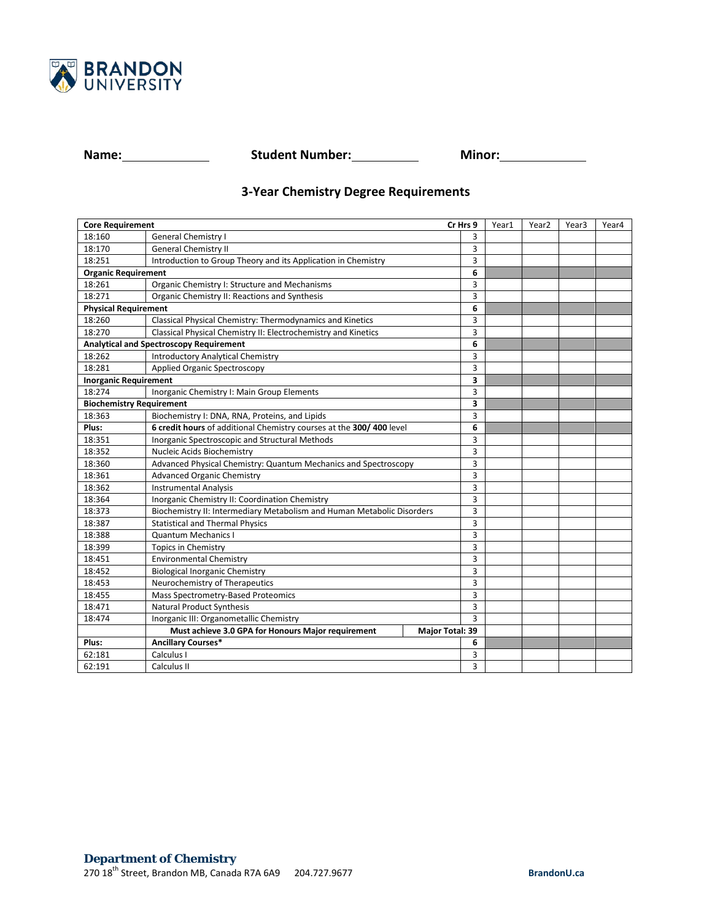BRANDON UNIVERSITY

**Name:**\_\_\_\_\_\_\_\_\_\_\_\_ **Student Number:**\_\_\_\_\_\_\_\_\_\_ **Minor:**\_\_\_\_\_\_\_\_\_\_\_\_

## 3-Year Chemistry Degree Requirements

| **Core Requirement** | | **Cr Hrs 9** | Year1 | Year2 | Year3 | Year4 |
|---|---|---|---|---|---|---|
| 18:160 | General Chemistry I | 3 | | | | |
| 18:170 | General Chemistry II | 3 | | | | |
| 18:251 | Introduction to Group Theory and its Application in Chemistry | 3 | | | | |
| **Organic Requirement** | | **6** | | | | |
| 18:261 | Organic Chemistry I: Structure and Mechanisms | 3 | | | | |
| 18:271 | Organic Chemistry II: Reactions and Synthesis | 3 | | | | |
| **Physical Requirement** | | **6** | | | | |
| 18:260 | Classical Physical Chemistry: Thermodynamics and Kinetics | 3 | | | | |
| 18:270 | Classical Physical Chemistry II: Electrochemistry and Kinetics | 3 | | | | |
| **Analytical and Spectroscopy Requirement** | | **6** | | | | |
| 18:262 | Introductory Analytical Chemistry | 3 | | | | |
| 18:281 | Applied Organic Spectroscopy | 3 | | | | |
| **Inorganic Requirement** | | **3** | | | | |
| 18:274 | Inorganic Chemistry I: Main Group Elements | 3 | | | | |
| **Biochemistry Requirement** | | **3** | | | | |
| 18:363 | Biochemistry I: DNA, RNA, Proteins, and Lipids | 3 | | | | |
| **Plus:** | **6 credit hours** of additional Chemistry courses at the **300/ 400** level | **6** | | | | |
| 18:351 | Inorganic Spectroscopic and Structural Methods | 3 | | | | |
| 18:352 | Nucleic Acids Biochemistry | 3 | | | | |
| 18:360 | Advanced Physical Chemistry: Quantum Mechanics and Spectroscopy | 3 | | | | |
| 18:361 | Advanced Organic Chemistry | 3 | | | | |
| 18:362 | Instrumental Analysis | 3 | | | | |
| 18:364 | Inorganic Chemistry II: Coordination Chemistry | 3 | | | | |
| 18:373 | Biochemistry II: Intermediary Metabolism and Human Metabolic Disorders | 3 | | | | |
| 18:387 | Statistical and Thermal Physics | 3 | | | | |
| 18:388 | Quantum Mechanics I | 3 | | | | |
| 18:399 | Topics in Chemistry | 3 | | | | |
| 18:451 | Environmental Chemistry | 3 | | | | |
| 18:452 | Biological Inorganic Chemistry | 3 | | | | |
| 18:453 | Neurochemistry of Therapeutics | 3 | | | | |
| 18:455 | Mass Spectrometry-Based Proteomics | 3 | | | | |
| 18:471 | Natural Product Synthesis | 3 | | | | |
| 18:474 | Inorganic III: Organometallic Chemistry | 3 | | | | |
| | **Must achieve 3.0 GPA for Honours Major requirement** | **Major Total: 39** | | | | |
| **Plus:** | **Ancillary Courses*** | **6** | | | | |
| 62:181 | Calculus I | 3 | | | | |
| 62:191 | Calculus II | 3 | | | | |

**Department of Chemistry**
270 18th Street, Brandon MB, Canada R7A 6A9 204.727.9677 **BrandonU.ca**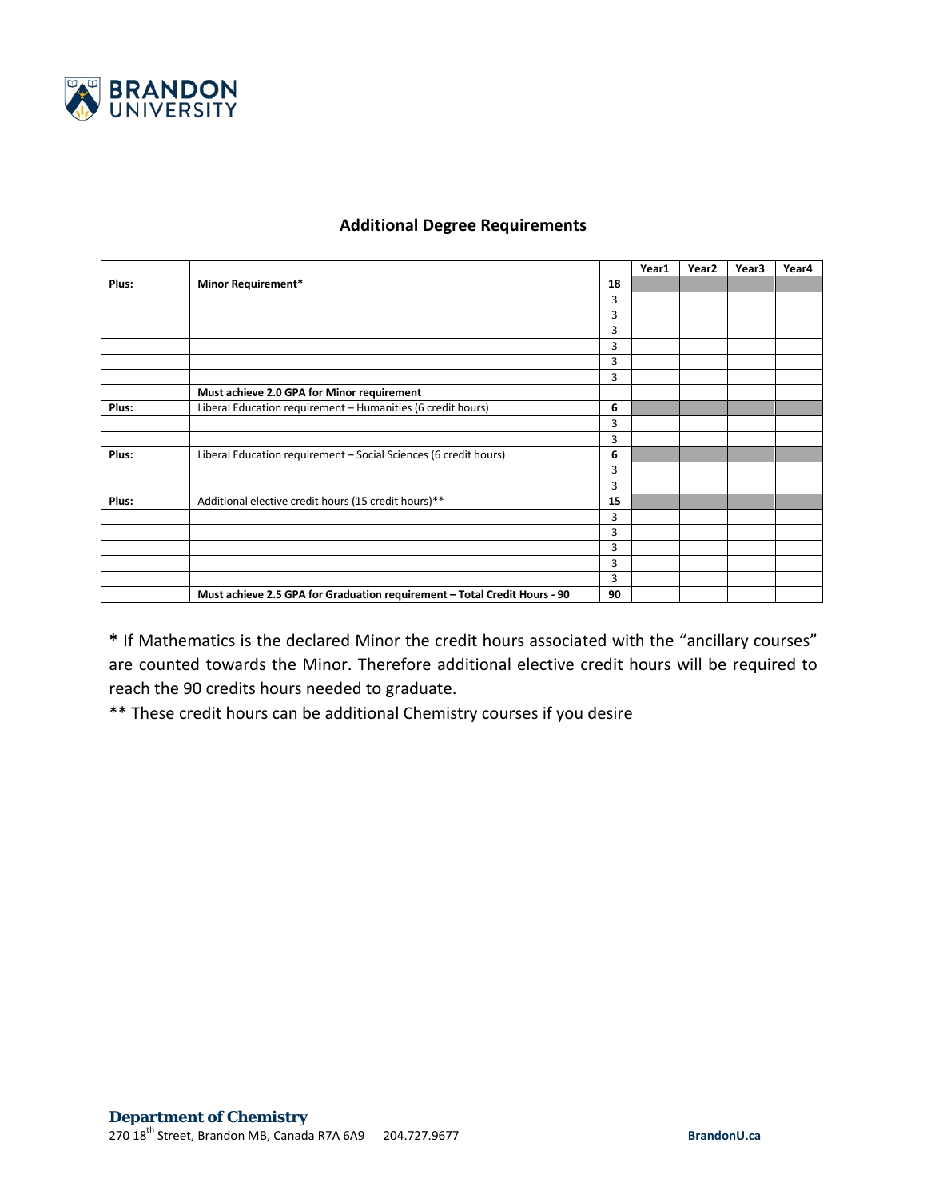## Additional Degree Requirements

| | | | Year1 | Year2 | Year3 | Year4 |
|---|---|---|---|---|---|---|
| **Plus:** | **Minor Requirement*** | **18** | | | | |
| | | 3 | | | | |
| | | 3 | | | | |
| | | 3 | | | | |
| | | 3 | | | | |
| | | 3 | | | | |
| | | 3 | | | | |
| | **Must achieve 2.0 GPA for Minor requirement** | | | | | |
| **Plus:** | Liberal Education requirement – Humanities (6 credit hours) | **6** | | | | |
| | | 3 | | | | |
| | | 3 | | | | |
| **Plus:** | Liberal Education requirement – Social Sciences (6 credit hours) | **6** | | | | |
| | | 3 | | | | |
| | | 3 | | | | |
| **Plus:** | Additional elective credit hours (15 credit hours)** | **15** | | | | |
| | | 3 | | | | |
| | | 3 | | | | |
| | | 3 | | | | |
| | | 3 | | | | |
| | | 3 | | | | |
| | **Must achieve 2.5 GPA for Graduation requirement – Total Credit Hours - 90** | **90** | | | | |

**\*** If Mathematics is the declared Minor the credit hours associated with the "ancillary courses" are counted towards the Minor. Therefore additional elective credit hours will be required to reach the 90 credits hours needed to graduate.

** These credit hours can be additional Chemistry courses if you desire